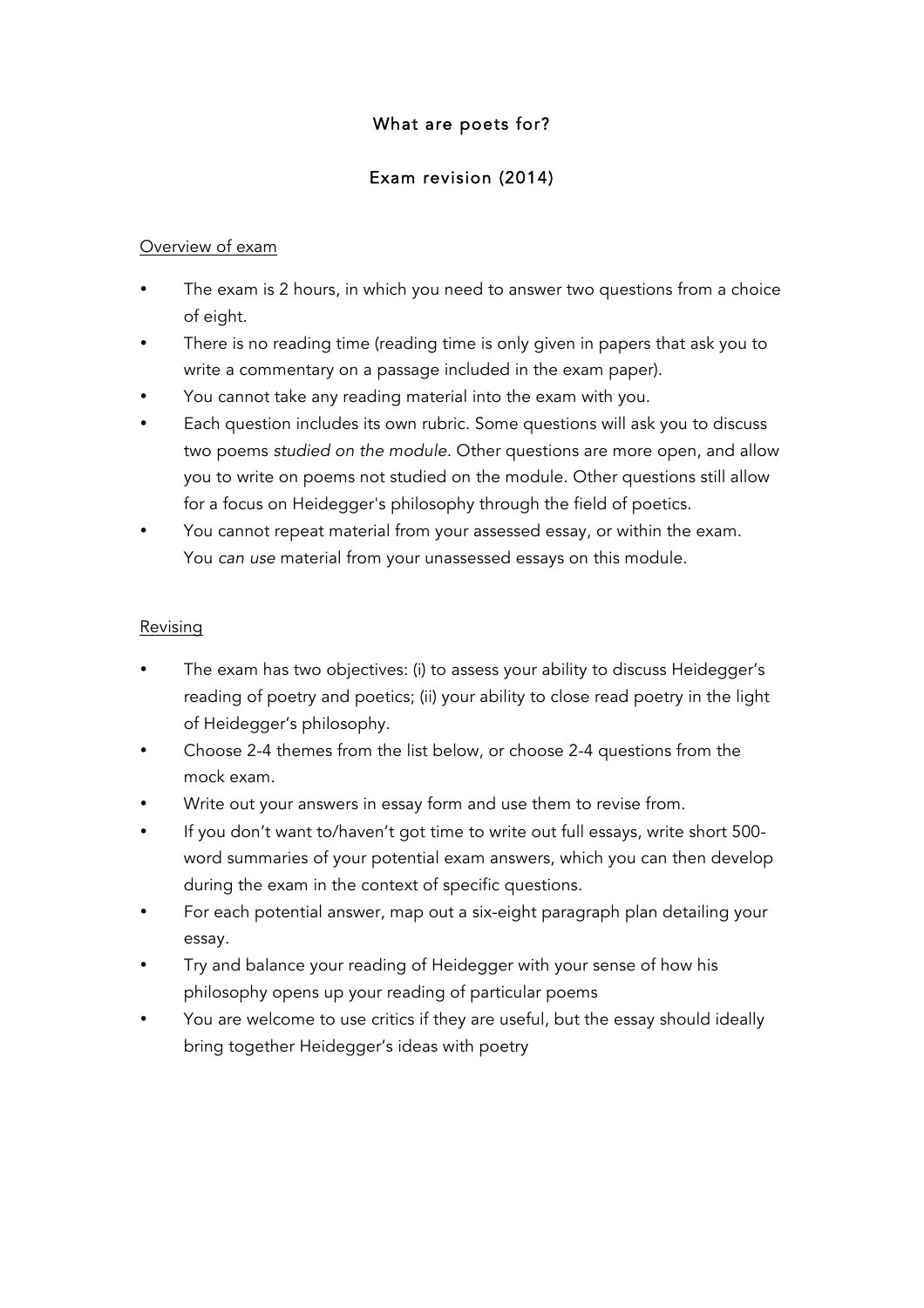# What are poets for?

## Exam revision (2014)

Overview of exam

- The exam is 2 hours, in which you need to answer two questions from a choice of eight.
- There is no reading time (reading time is only given in papers that ask you to write a commentary on a passage included in the exam paper).
- You cannot take any reading material into the exam with you.
- Each question includes its own rubric. Some questions will ask you to discuss two poems *studied on the module*. Other questions are more open, and allow you to write on poems not studied on the module. Other questions still allow for a focus on Heidegger's philosophy through the field of poetics.
- You cannot repeat material from your assessed essay, or within the exam. You *can use* material from your unassessed essays on this module.

Revising

- The exam has two objectives: (i) to assess your ability to discuss Heidegger's reading of poetry and poetics; (ii) your ability to close read poetry in the light of Heidegger's philosophy.
- Choose 2-4 themes from the list below, or choose 2-4 questions from the mock exam.
- Write out your answers in essay form and use them to revise from.
- If you don't want to/haven't got time to write out full essays, write short 500-word summaries of your potential exam answers, which you can then develop during the exam in the context of specific questions.
- For each potential answer, map out a six-eight paragraph plan detailing your essay.
- Try and balance your reading of Heidegger with your sense of how his philosophy opens up your reading of particular poems
- You are welcome to use critics if they are useful, but the essay should ideally bring together Heidegger's ideas with poetry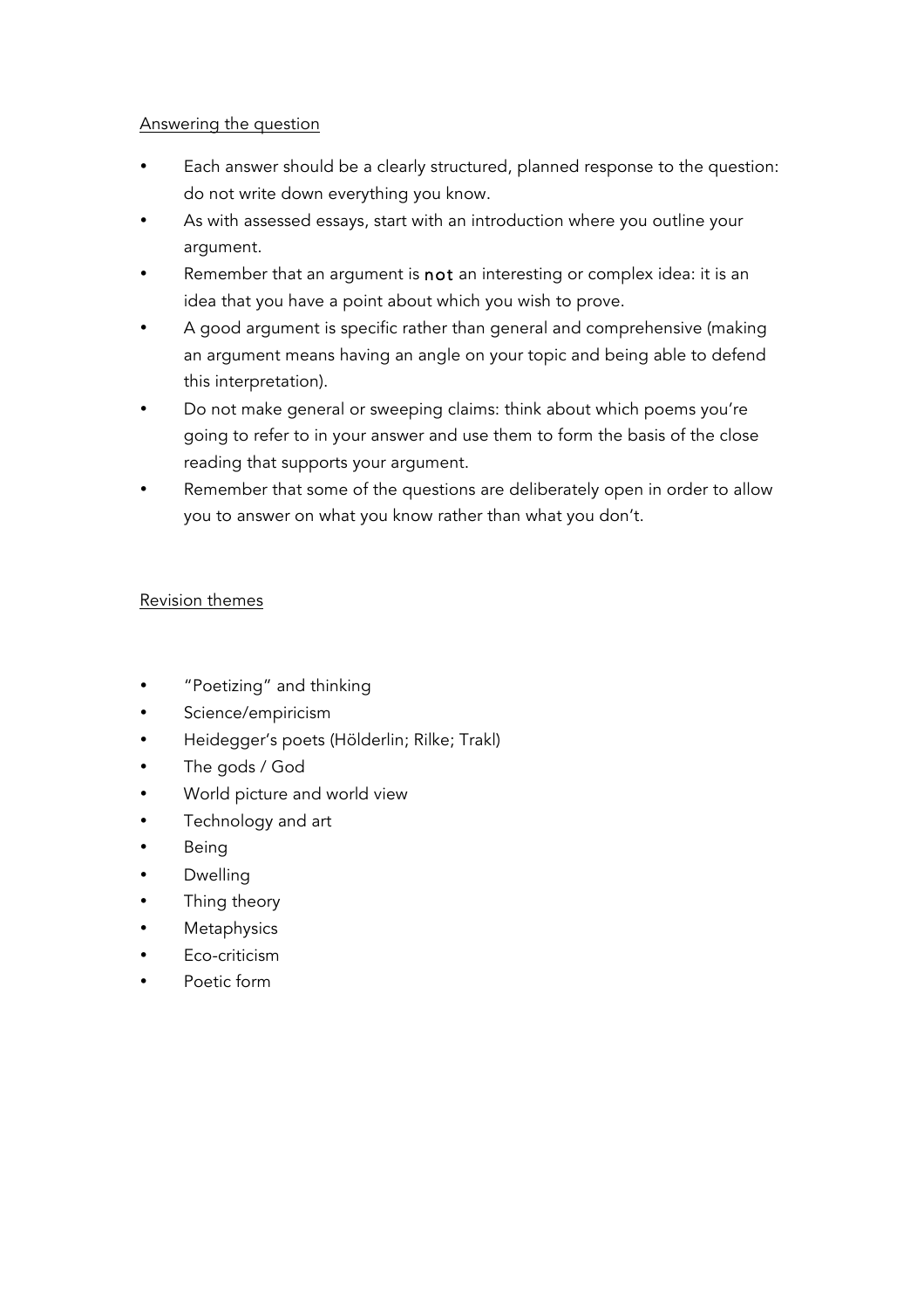Answering the question

- Each answer should be a clearly structured, planned response to the question: do not write down everything you know.
- As with assessed essays, start with an introduction where you outline your argument.
- Remember that an argument is **not** an interesting or complex idea: it is an idea that you have a point about which you wish to prove.
- A good argument is specific rather than general and comprehensive (making an argument means having an angle on your topic and being able to defend this interpretation).
- Do not make general or sweeping claims: think about which poems you're going to refer to in your answer and use them to form the basis of the close reading that supports your argument.
- Remember that some of the questions are deliberately open in order to allow you to answer on what you know rather than what you don't.

Revision themes

- "Poetizing" and thinking
- Science/empiricism
- Heidegger's poets (Hölderlin; Rilke; Trakl)
- The gods / God
- World picture and world view
- Technology and art
- Being
- Dwelling
- Thing theory
- Metaphysics
- Eco-criticism
- Poetic form